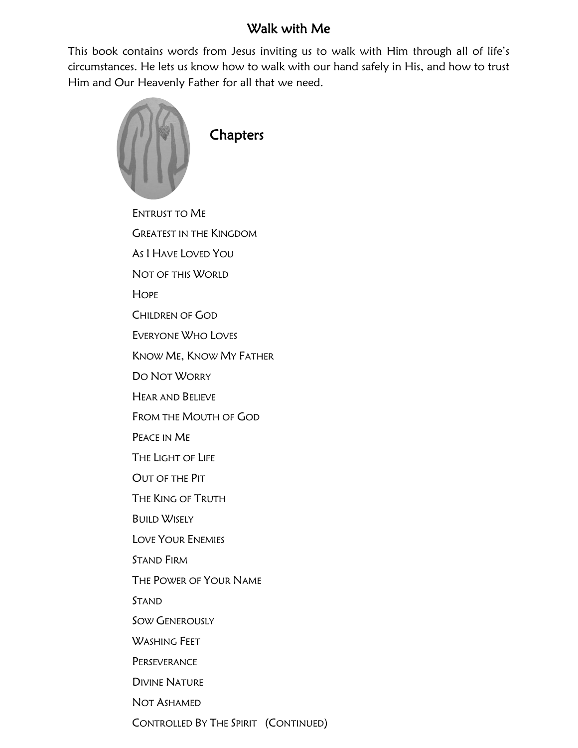# Walk with Me

This book contains words from Jesus inviting us to walk with Him through all of life's circumstances. He lets us know how to walk with our hand safely in His, and how to trust Him and Our Heavenly Father for all that we need.

## Chapters

- Entrust to Me
- Greatest in the Kingdom
- As I Have Loved You
- Not of this World
- Hope
- Children of God
- Everyone Who Loves
- Know Me, Know My Father
- Do Not Worry
- Hear and Believe
- From the Mouth of God
- Peace in Me
- The Light of Life
- Out of the Pit
- The King of Truth
- Build Wisely
- Love Your Enemies
- Stand Firm
- The Power of Your Name
- Stand
- Sow Generously
- Washing Feet
- Perseverance
- Divine Nature
- Not Ashamed
- Controlled By The Spirit (Continued)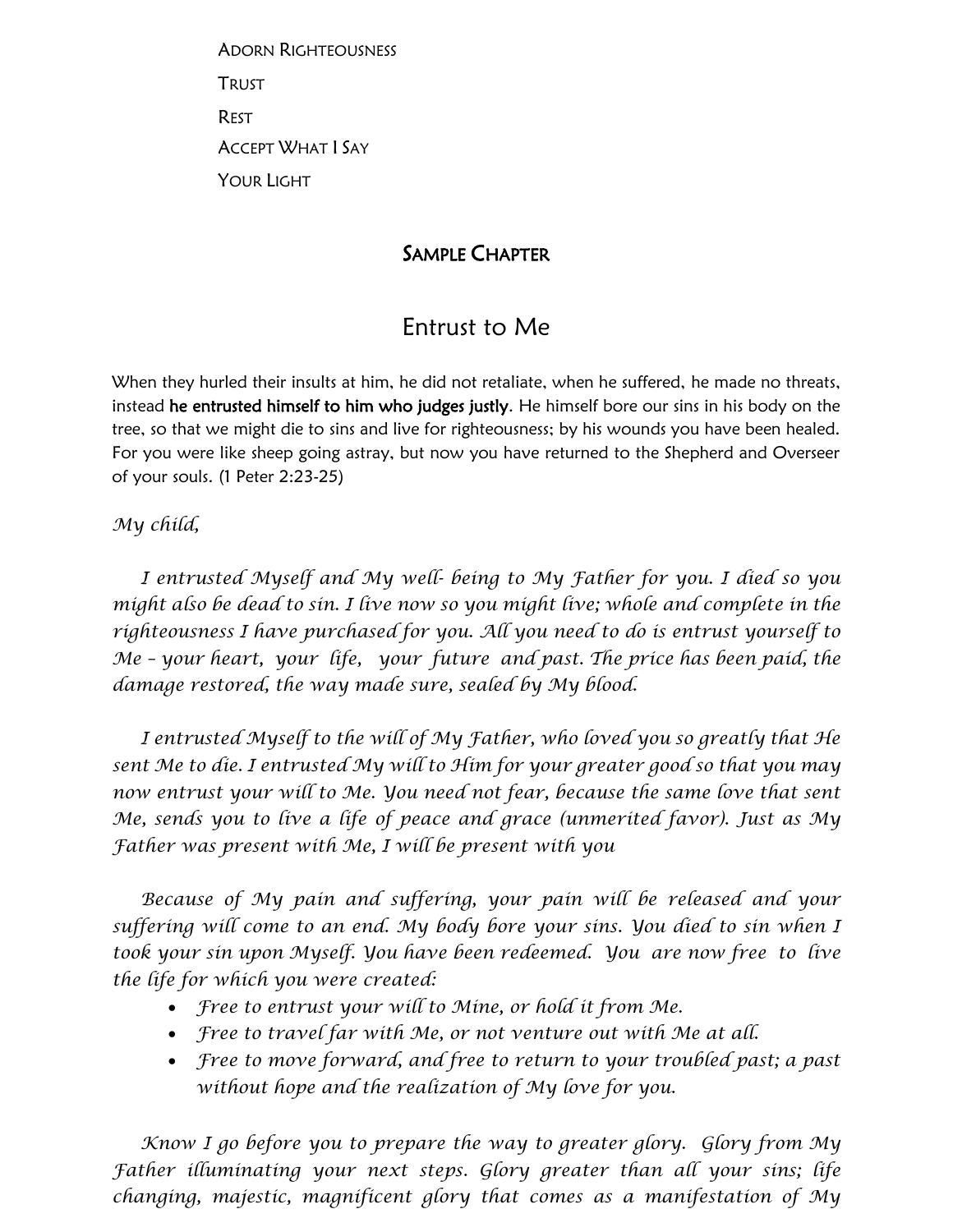Adorn Righteousness

Trust

Rest

Accept What I Say

Your Light

## Sample Chapter

# Entrust to Me

When they hurled their insults at him, he did not retaliate, when he suffered, he made no threats, instead **he entrusted himself to him who judges justly**. He himself bore our sins in his body on the tree, so that we might die to sins and live for righteousness; by his wounds you have been healed. For you were like sheep going astray, but now you have returned to the Shepherd and Overseer of your souls. (1 Peter 2:23-25)

*My child,*

*I entrusted Myself and My well- being to My Father for you. I died so you might also be dead to sin. I live now so you might live; whole and complete in the righteousness I have purchased for you. All you need to do is entrust yourself to Me – your heart, your life, your future and past. The price has been paid, the damage restored, the way made sure, sealed by My blood.*

*I entrusted Myself to the will of My Father, who loved you so greatly that He sent Me to die. I entrusted My will to Him for your greater good so that you may now entrust your will to Me. You need not fear, because the same love that sent Me, sends you to live a life of peace and grace (unmerited favor). Just as My Father was present with Me, I will be present with you*

*Because of My pain and suffering, your pain will be released and your suffering will come to an end. My body bore your sins. You died to sin when I took your sin upon Myself. You have been redeemed. You are now free to live the life for which you were created:*

- *Free to entrust your will to Mine, or hold it from Me.*
- *Free to travel far with Me, or not venture out with Me at all.*
- *Free to move forward, and free to return to your troubled past; a past without hope and the realization of My love for you.*

*Know I go before you to prepare the way to greater glory. Glory from My Father illuminating your next steps. Glory greater than all your sins; life changing, majestic, magnificent glory that comes as a manifestation of My*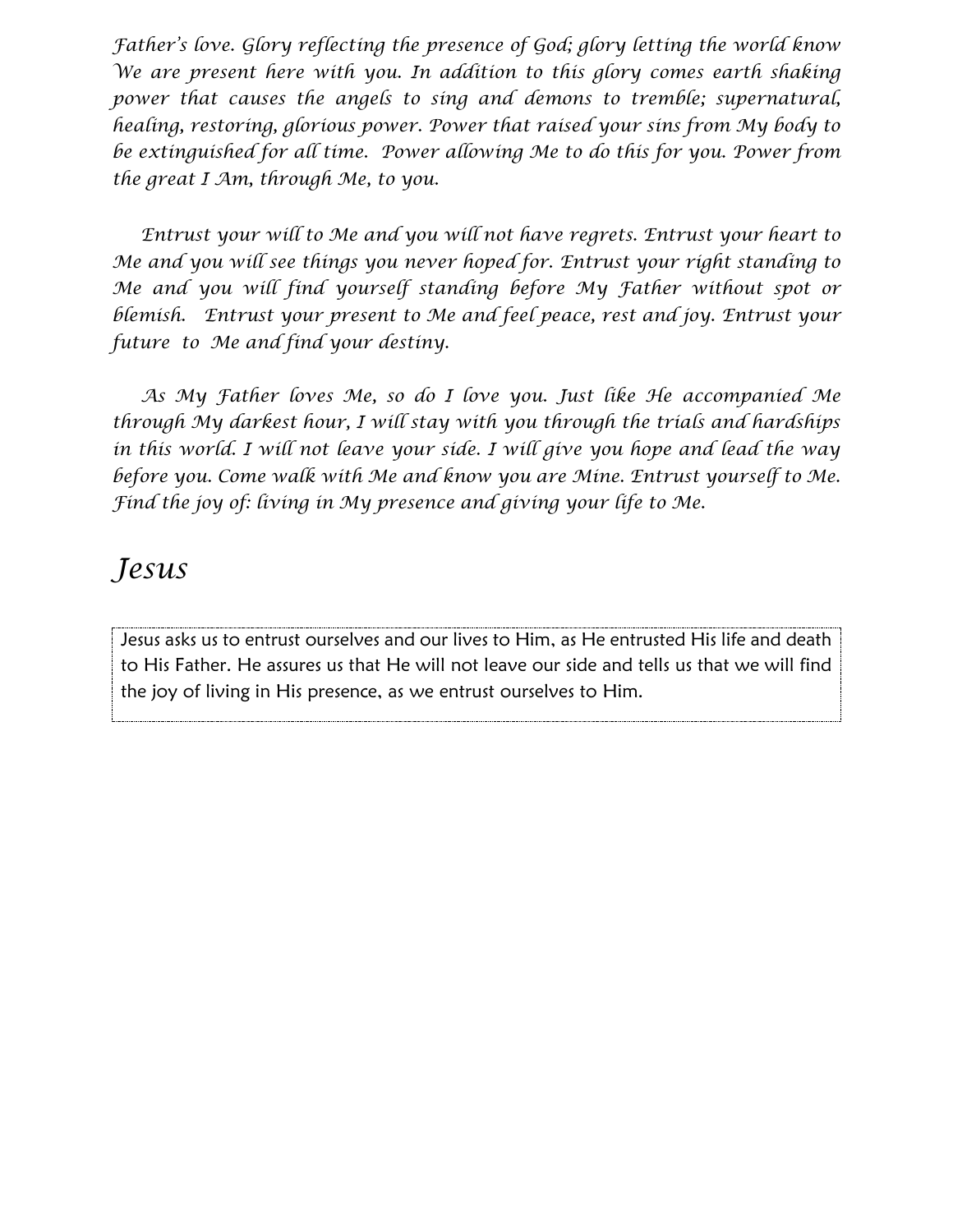*Father's love. Glory reflecting the presence of God; glory letting the world know We are present here with you. In addition to this glory comes earth shaking power that causes the angels to sing and demons to tremble; supernatural, healing, restoring, glorious power. Power that raised your sins from My body to be extinguished for all time. Power allowing Me to do this for you. Power from the great I Am, through Me, to you.*

*Entrust your will to Me and you will not have regrets. Entrust your heart to Me and you will see things you never hoped for. Entrust your right standing to Me and you will find yourself standing before My Father without spot or blemish. Entrust your present to Me and feel peace, rest and joy. Entrust your future to Me and find your destiny.*

*As My Father loves Me, so do I love you. Just like He accompanied Me through My darkest hour, I will stay with you through the trials and hardships in this world. I will not leave your side. I will give you hope and lead the way before you. Come walk with Me and know you are Mine. Entrust yourself to Me. Find the joy of: living in My presence and giving your life to Me.*

## *Jesus*

Jesus asks us to entrust ourselves and our lives to Him, as He entrusted His life and death to His Father. He assures us that He will not leave our side and tells us that we will find the joy of living in His presence, as we entrust ourselves to Him.